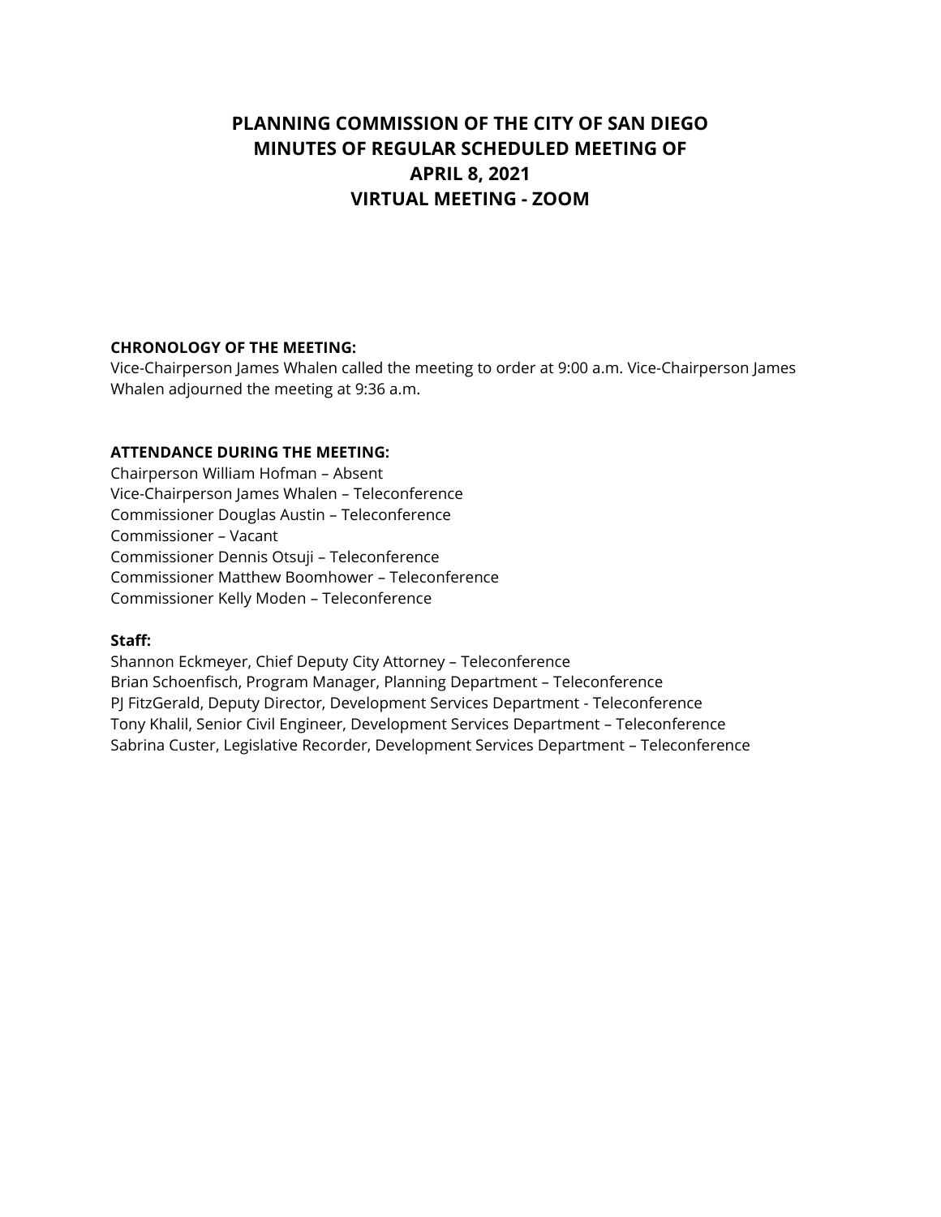# PLANNING COMMISSION OF THE CITY OF SAN DIEGO
# MINUTES OF REGULAR SCHEDULED MEETING OF
# APRIL 8, 2021
# VIRTUAL MEETING - ZOOM

**CHRONOLOGY OF THE MEETING:**
Vice-Chairperson James Whalen called the meeting to order at 9:00 a.m. Vice-Chairperson James Whalen adjourned the meeting at 9:36 a.m.

**ATTENDANCE DURING THE MEETING:**
Chairperson William Hofman – Absent
Vice-Chairperson James Whalen – Teleconference
Commissioner Douglas Austin – Teleconference
Commissioner – Vacant
Commissioner Dennis Otsuji – Teleconference
Commissioner Matthew Boomhower – Teleconference
Commissioner Kelly Moden – Teleconference

**Staff:**
Shannon Eckmeyer, Chief Deputy City Attorney – Teleconference
Brian Schoenfisch, Program Manager, Planning Department – Teleconference
PJ FitzGerald, Deputy Director, Development Services Department - Teleconference
Tony Khalil, Senior Civil Engineer, Development Services Department – Teleconference
Sabrina Custer, Legislative Recorder, Development Services Department – Teleconference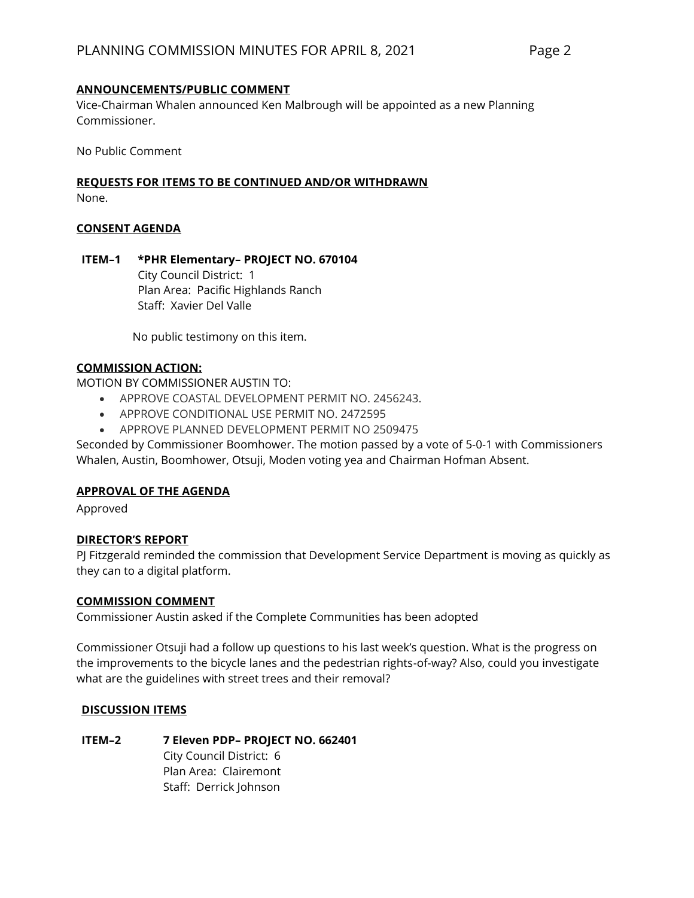**ANNOUNCEMENTS/PUBLIC COMMENT**

Vice-Chairman Whalen announced Ken Malbrough will be appointed as a new Planning Commissioner.

No Public Comment

**REQUESTS FOR ITEMS TO BE CONTINUED AND/OR WITHDRAWN**

None.

**CONSENT AGENDA**

**ITEM–1 \*PHR Elementary– PROJECT NO. 670104**
City Council District: 1
Plan Area: Pacific Highlands Ranch
Staff: Xavier Del Valle

No public testimony on this item.

**COMMISSION ACTION:**

MOTION BY COMMISSIONER AUSTIN TO:

- APPROVE COASTAL DEVELOPMENT PERMIT NO. 2456243.
- APPROVE CONDITIONAL USE PERMIT NO. 2472595
- APPROVE PLANNED DEVELOPMENT PERMIT NO 2509475

Seconded by Commissioner Boomhower. The motion passed by a vote of 5-0-1 with Commissioners Whalen, Austin, Boomhower, Otsuji, Moden voting yea and Chairman Hofman Absent.

**APPROVAL OF THE AGENDA**

Approved

**DIRECTOR'S REPORT**

PJ Fitzgerald reminded the commission that Development Service Department is moving as quickly as they can to a digital platform.

**COMMISSION COMMENT**

Commissioner Austin asked if the Complete Communities has been adopted

Commissioner Otsuji had a follow up questions to his last week's question. What is the progress on the improvements to the bicycle lanes and the pedestrian rights-of-way? Also, could you investigate what are the guidelines with street trees and their removal?

**DISCUSSION ITEMS**

**ITEM–2 7 Eleven PDP– PROJECT NO. 662401**
City Council District: 6
Plan Area: Clairemont
Staff: Derrick Johnson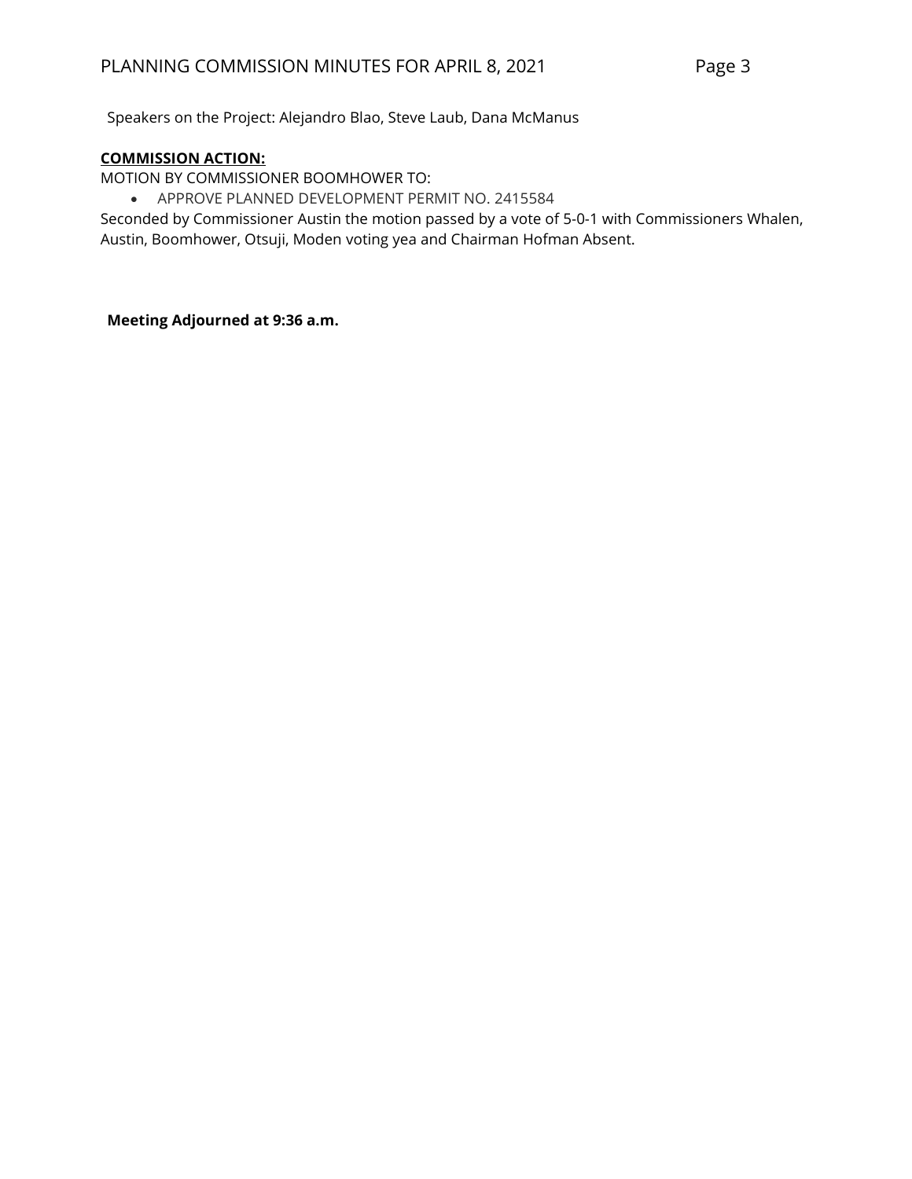Speakers on the Project: Alejandro Blao, Steve Laub, Dana McManus

**COMMISSION ACTION:**

MOTION BY COMMISSIONER BOOMHOWER TO:

- APPROVE PLANNED DEVELOPMENT PERMIT NO. 2415584

Seconded by Commissioner Austin the motion passed by a vote of 5-0-1 with Commissioners Whalen, Austin, Boomhower, Otsuji, Moden voting yea and Chairman Hofman Absent.

**Meeting Adjourned at 9:36 a.m.**